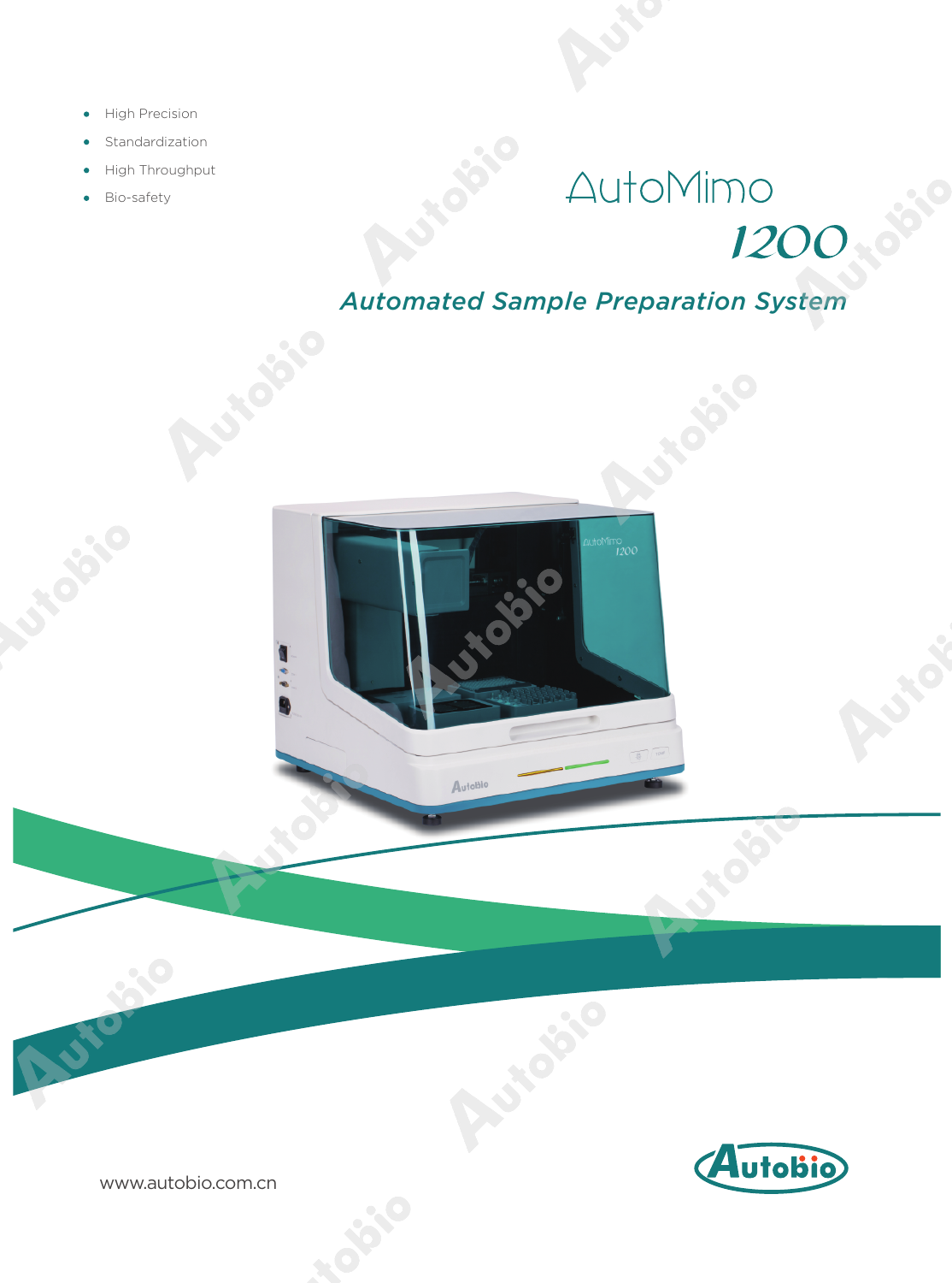- High Precision
- Standardization
- High Throughput
- Bio-safety

# AutoMimo 1200

## *Automated Sample Preparation System*

www.autobio.com.cn

Autobio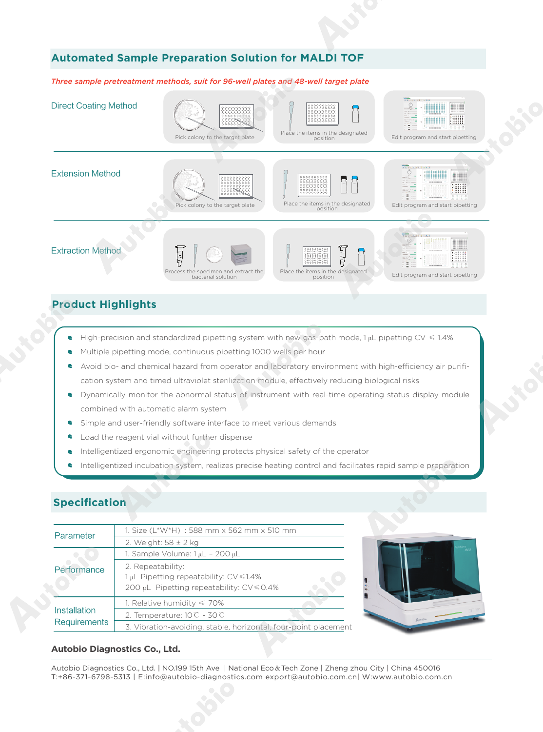## Automated Sample Preparation Solution for MALDI TOF

*Three sample pretreatment methods, suit for 96-well plates and 48-well target plate*

**Direct Coating Method**

Pick colony to the target plate

Place the items in the designated position

Edit program and start pipetting

**Extension Method**

Pick colony to the target plate

Place the items in the designated position

Edit program and start pipetting

**Extraction Method**

Process the specimen and extract the bacterial solution

Place the items in the designated position

Edit program and start pipetting

## Product Highlights

- High-precision and standardized pipetting system with new gas-path mode, 1 μL pipetting CV ≤ 1.4%
- Multiple pipetting mode, continuous pipetting 1000 wells per hour
- Avoid bio- and chemical hazard from operator and laboratory environment with high-efficiency air purification system and timed ultraviolet sterilization module, effectively reducing biological risks
- Dynamically monitor the abnormal status of instrument with real-time operating status display module combined with automatic alarm system
- Simple and user-friendly software interface to meet various demands
- Load the reagent vial without further dispense
- Intelligentized ergonomic engineering protects physical safety of the operator
- Intelligentized incubation system, realizes precise heating control and facilitates rapid sample preparation

## Specification

| | |
|---|---|
| Parameter | 1. Size (L\*W\*H) : 588 mm x 562 mm x 510 mm |
| | 2. Weight: 58 ± 2 kg |
| Performance | 1. Sample Volume: 1 μL – 200 μL |
| | 2. Repeatability:<br>1 μL Pipetting repeatability: CV≤1.4%<br>200 μL Pipetting repeatability: CV≤0.4% |
| Installation Requirements | 1. Relative humidity ≤ 70% |
| | 2. Temperature: 10 ℃ - 30 ℃ |
| | 3. Vibration-avoiding, stable, horizontal, four-point placement |

**Autobio Diagnostics Co., Ltd.**

Autobio Diagnostics Co., Ltd. | NO.199 15th Ave | National Eco&Tech Zone | Zheng zhou City | China 450016
T:+86-371-6798-5313 | E:info@autobio-diagnostics.com export@autobio.com.cn| W:www.autobio.com.cn